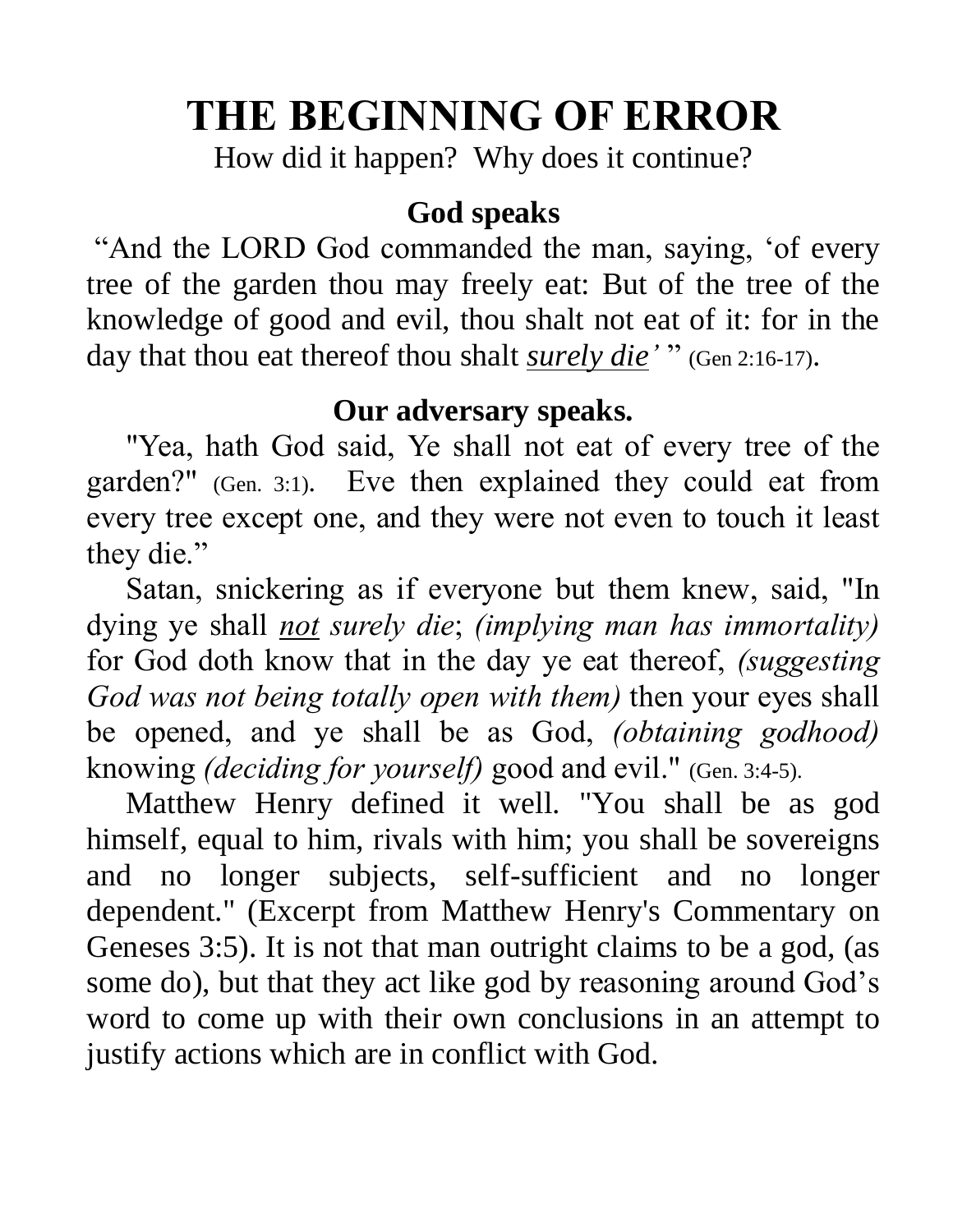# THE BEGINNING OF ERROR

How did it happen? Why does it continue?

### God speaks

"And the LORD God commanded the man, saying, 'of every tree of the garden thou may freely eat: But of the tree of the knowledge of good and evil, thou shalt not eat of it: for in the day that thou eat thereof thou shalt ***surely die***' " (Gen 2:16-17).

### Our adversary speaks.

"Yea, hath God said, Ye shall not eat of every tree of the garden?" (Gen. 3:1). Eve then explained they could eat from every tree except one, and they were not even to touch it least they die."

Satan, snickering as if everyone but them knew, said, "In dying ye shall ***not*** *surely die*; *(implying man has immortality)* for God doth know that in the day ye eat thereof, *(suggesting God was not being totally open with them)* then your eyes shall be opened, and ye shall be as God, *(obtaining godhood)* knowing *(deciding for yourself)* good and evil." (Gen. 3:4-5).

Matthew Henry defined it well. "You shall be as god himself, equal to him, rivals with him; you shall be sovereigns and no longer subjects, self-sufficient and no longer dependent." (Excerpt from Matthew Henry's Commentary on Geneses 3:5). It is not that man outright claims to be a god, (as some do), but that they act like god by reasoning around God's word to come up with their own conclusions in an attempt to justify actions which are in conflict with God.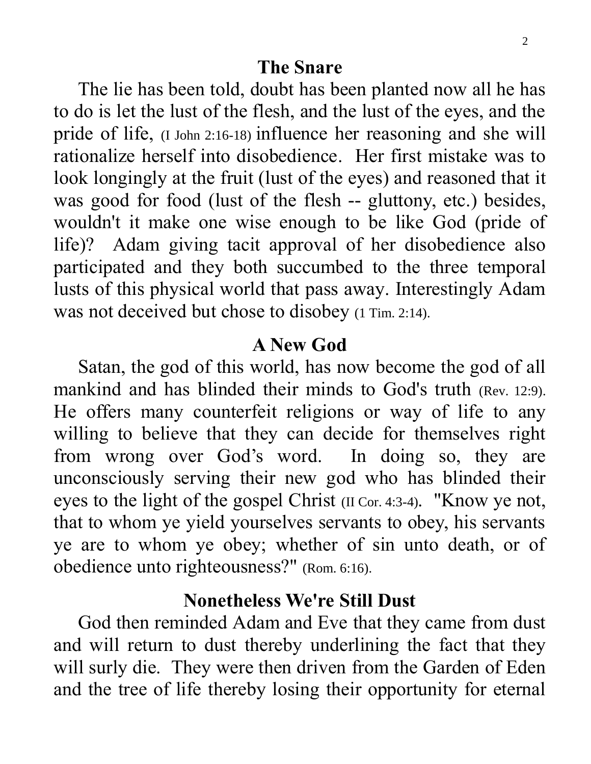## The Snare

The lie has been told, doubt has been planted now all he has to do is let the lust of the flesh, and the lust of the eyes, and the pride of life, (I John 2:16-18) influence her reasoning and she will rationalize herself into disobedience. Her first mistake was to look longingly at the fruit (lust of the eyes) and reasoned that it was good for food (lust of the flesh -- gluttony, etc.) besides, wouldn't it make one wise enough to be like God (pride of life)? Adam giving tacit approval of her disobedience also participated and they both succumbed to the three temporal lusts of this physical world that pass away. Interestingly Adam was not deceived but chose to disobey (1 Tim. 2:14).

## A New God

Satan, the god of this world, has now become the god of all mankind and has blinded their minds to God's truth (Rev. 12:9). He offers many counterfeit religions or way of life to any willing to believe that they can decide for themselves right from wrong over God's word. In doing so, they are unconsciously serving their new god who has blinded their eyes to the light of the gospel Christ (II Cor. 4:3-4). "Know ye not, that to whom ye yield yourselves servants to obey, his servants ye are to whom ye obey; whether of sin unto death, or of obedience unto righteousness?" (Rom. 6:16).

## Nonetheless We're Still Dust

God then reminded Adam and Eve that they came from dust and will return to dust thereby underlining the fact that they will surly die. They were then driven from the Garden of Eden and the tree of life thereby losing their opportunity for eternal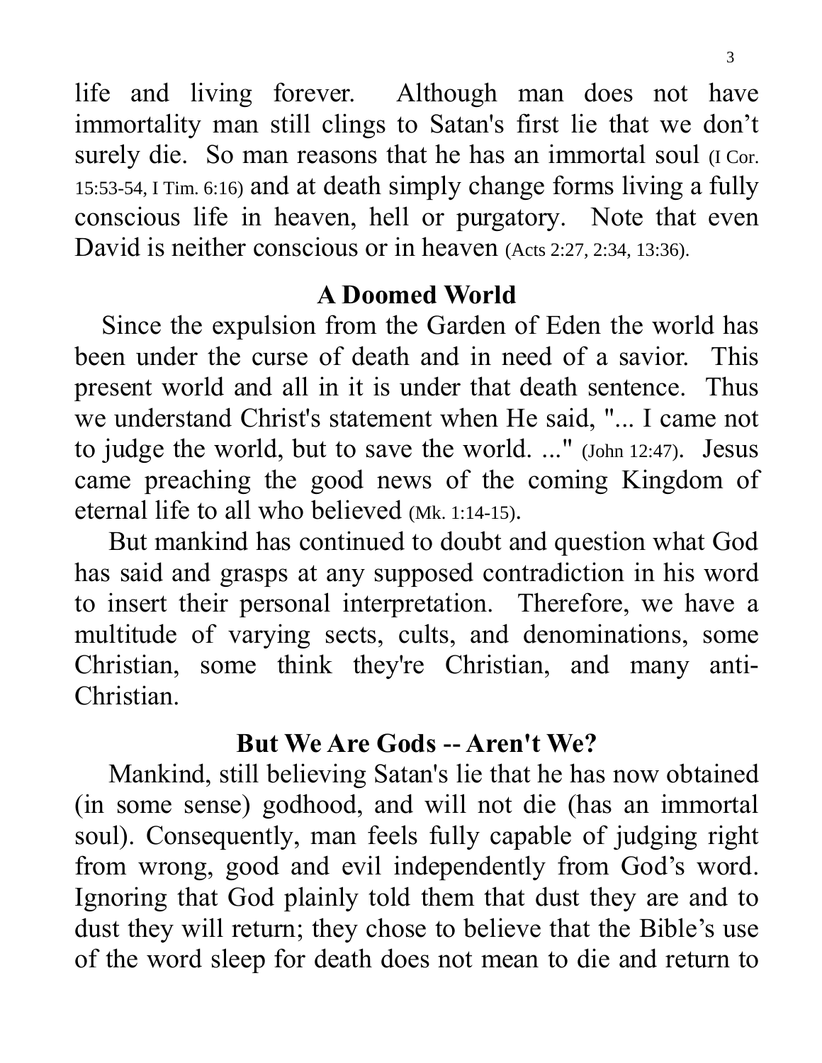life and living forever. Although man does not have immortality man still clings to Satan's first lie that we don't surely die. So man reasons that he has an immortal soul (I Cor. 15:53-54, I Tim. 6:16) and at death simply change forms living a fully conscious life in heaven, hell or purgatory. Note that even David is neither conscious or in heaven (Acts 2:27, 2:34, 13:36).

## A Doomed World

Since the expulsion from the Garden of Eden the world has been under the curse of death and in need of a savior. This present world and all in it is under that death sentence. Thus we understand Christ's statement when He said, "... I came not to judge the world, but to save the world. ..." (John 12:47). Jesus came preaching the good news of the coming Kingdom of eternal life to all who believed (Mk. 1:14-15).

But mankind has continued to doubt and question what God has said and grasps at any supposed contradiction in his word to insert their personal interpretation. Therefore, we have a multitude of varying sects, cults, and denominations, some Christian, some think they're Christian, and many anti-Christian.

## But We Are Gods -- Aren't We?

Mankind, still believing Satan's lie that he has now obtained (in some sense) godhood, and will not die (has an immortal soul). Consequently, man feels fully capable of judging right from wrong, good and evil independently from God's word. Ignoring that God plainly told them that dust they are and to dust they will return; they chose to believe that the Bible's use of the word sleep for death does not mean to die and return to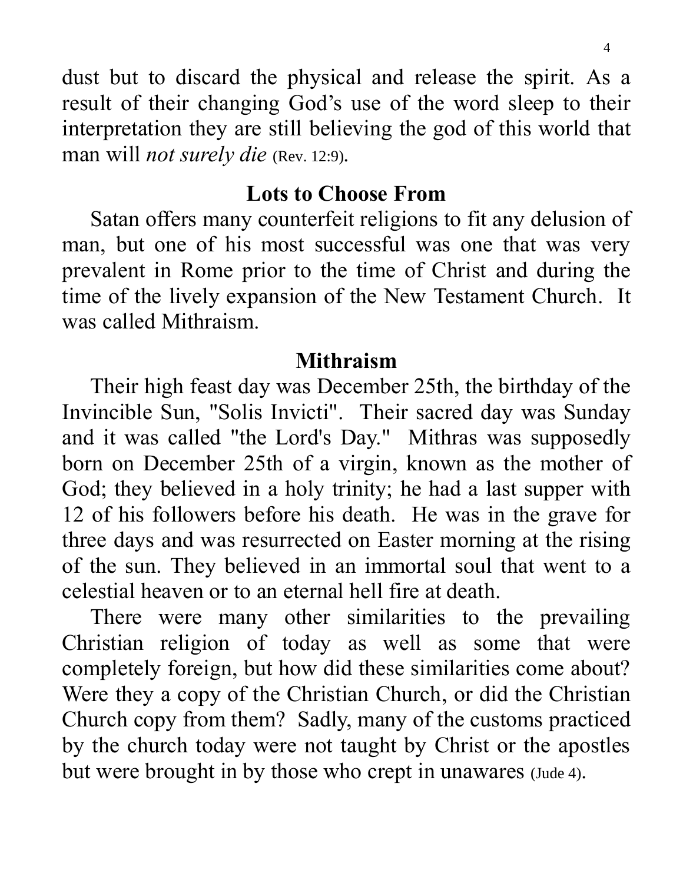dust but to discard the physical and release the spirit. As a result of their changing God's use of the word sleep to their interpretation they are still believing the god of this world that man will *not surely die* (Rev. 12:9).

## Lots to Choose From

Satan offers many counterfeit religions to fit any delusion of man, but one of his most successful was one that was very prevalent in Rome prior to the time of Christ and during the time of the lively expansion of the New Testament Church. It was called Mithraism.

## Mithraism

Their high feast day was December 25th, the birthday of the Invincible Sun, "Solis Invicti". Their sacred day was Sunday and it was called "the Lord's Day." Mithras was supposedly born on December 25th of a virgin, known as the mother of God; they believed in a holy trinity; he had a last supper with 12 of his followers before his death. He was in the grave for three days and was resurrected on Easter morning at the rising of the sun. They believed in an immortal soul that went to a celestial heaven or to an eternal hell fire at death.

There were many other similarities to the prevailing Christian religion of today as well as some that were completely foreign, but how did these similarities come about? Were they a copy of the Christian Church, or did the Christian Church copy from them? Sadly, many of the customs practiced by the church today were not taught by Christ or the apostles but were brought in by those who crept in unawares (Jude 4).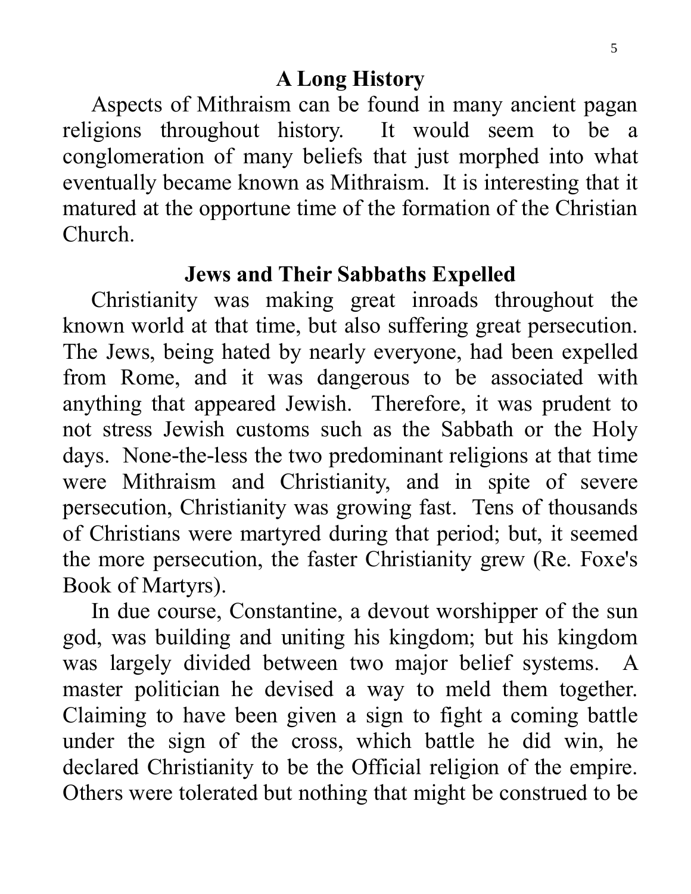## A Long History

Aspects of Mithraism can be found in many ancient pagan religions throughout history. It would seem to be a conglomeration of many beliefs that just morphed into what eventually became known as Mithraism. It is interesting that it matured at the opportune time of the formation of the Christian Church.

## Jews and Their Sabbaths Expelled

Christianity was making great inroads throughout the known world at that time, but also suffering great persecution. The Jews, being hated by nearly everyone, had been expelled from Rome, and it was dangerous to be associated with anything that appeared Jewish. Therefore, it was prudent to not stress Jewish customs such as the Sabbath or the Holy days. None-the-less the two predominant religions at that time were Mithraism and Christianity, and in spite of severe persecution, Christianity was growing fast. Tens of thousands of Christians were martyred during that period; but, it seemed the more persecution, the faster Christianity grew (Re. Foxe's Book of Martyrs).

In due course, Constantine, a devout worshipper of the sun god, was building and uniting his kingdom; but his kingdom was largely divided between two major belief systems. A master politician he devised a way to meld them together. Claiming to have been given a sign to fight a coming battle under the sign of the cross, which battle he did win, he declared Christianity to be the Official religion of the empire. Others were tolerated but nothing that might be construed to be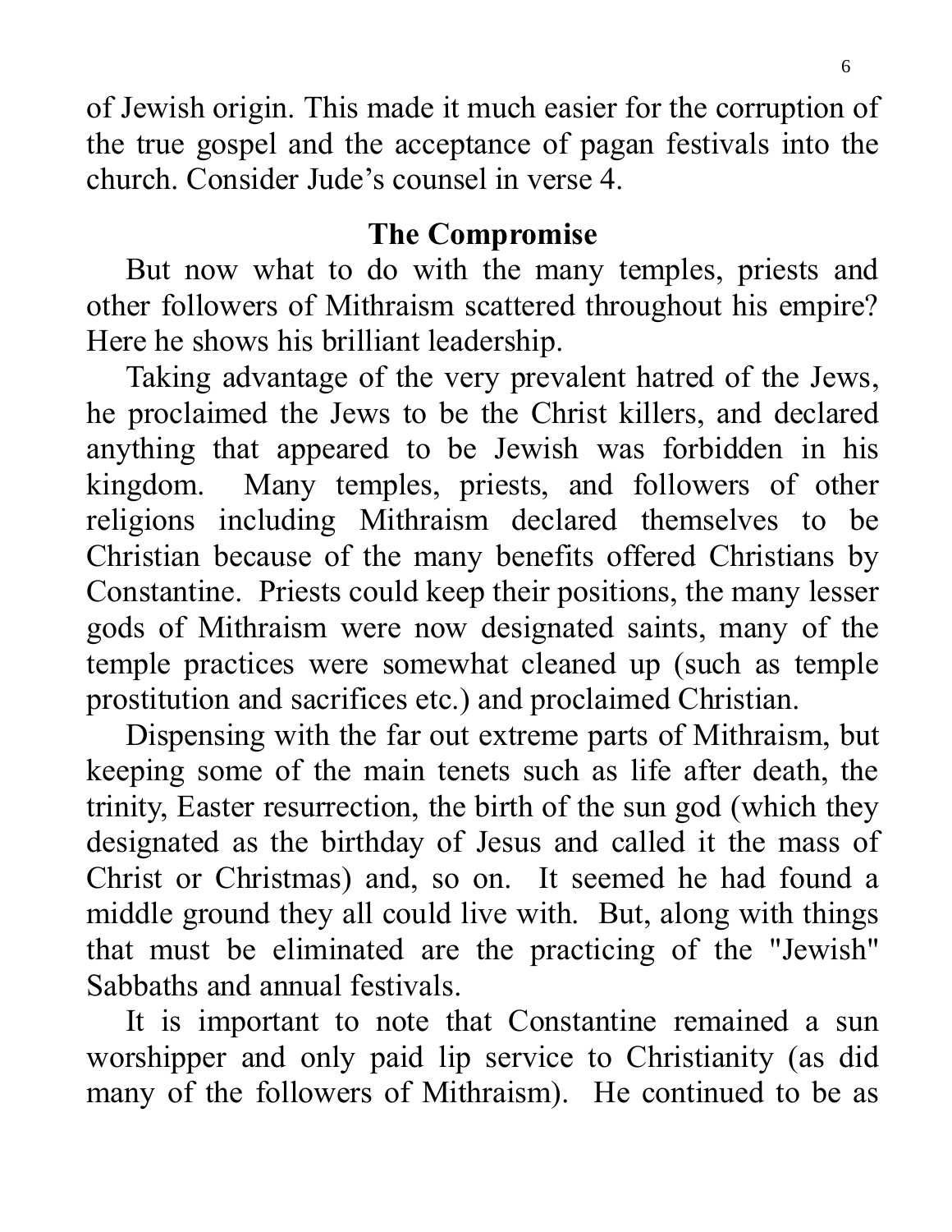of Jewish origin. This made it much easier for the corruption of the true gospel and the acceptance of pagan festivals into the church. Consider Jude's counsel in verse 4.

## The Compromise

But now what to do with the many temples, priests and other followers of Mithraism scattered throughout his empire? Here he shows his brilliant leadership.

Taking advantage of the very prevalent hatred of the Jews, he proclaimed the Jews to be the Christ killers, and declared anything that appeared to be Jewish was forbidden in his kingdom. Many temples, priests, and followers of other religions including Mithraism declared themselves to be Christian because of the many benefits offered Christians by Constantine. Priests could keep their positions, the many lesser gods of Mithraism were now designated saints, many of the temple practices were somewhat cleaned up (such as temple prostitution and sacrifices etc.) and proclaimed Christian.

Dispensing with the far out extreme parts of Mithraism, but keeping some of the main tenets such as life after death, the trinity, Easter resurrection, the birth of the sun god (which they designated as the birthday of Jesus and called it the mass of Christ or Christmas) and, so on. It seemed he had found a middle ground they all could live with. But, along with things that must be eliminated are the practicing of the "Jewish" Sabbaths and annual festivals.

It is important to note that Constantine remained a sun worshipper and only paid lip service to Christianity (as did many of the followers of Mithraism). He continued to be as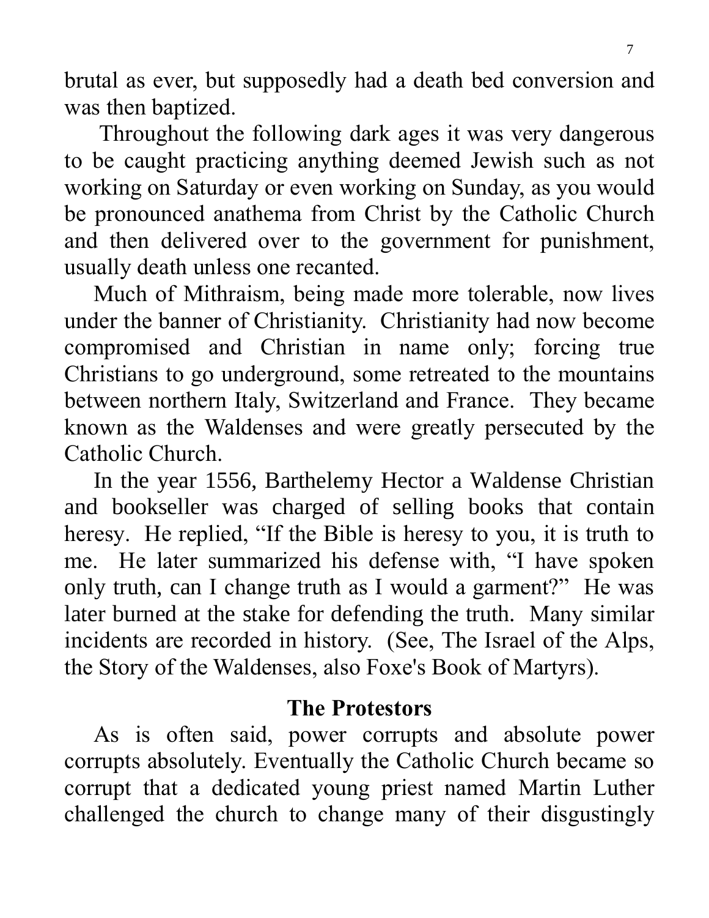brutal as ever, but supposedly had a death bed conversion and was then baptized.

Throughout the following dark ages it was very dangerous to be caught practicing anything deemed Jewish such as not working on Saturday or even working on Sunday, as you would be pronounced anathema from Christ by the Catholic Church and then delivered over to the government for punishment, usually death unless one recanted.

Much of Mithraism, being made more tolerable, now lives under the banner of Christianity. Christianity had now become compromised and Christian in name only; forcing true Christians to go underground, some retreated to the mountains between northern Italy, Switzerland and France. They became known as the Waldenses and were greatly persecuted by the Catholic Church.

In the year 1556, Barthelemy Hector a Waldense Christian and bookseller was charged of selling books that contain heresy. He replied, "If the Bible is heresy to you, it is truth to me. He later summarized his defense with, "I have spoken only truth, can I change truth as I would a garment?" He was later burned at the stake for defending the truth. Many similar incidents are recorded in history. (See, The Israel of the Alps, the Story of the Waldenses, also Foxe's Book of Martyrs).

## The Protestors

As is often said, power corrupts and absolute power corrupts absolutely. Eventually the Catholic Church became so corrupt that a dedicated young priest named Martin Luther challenged the church to change many of their disgustingly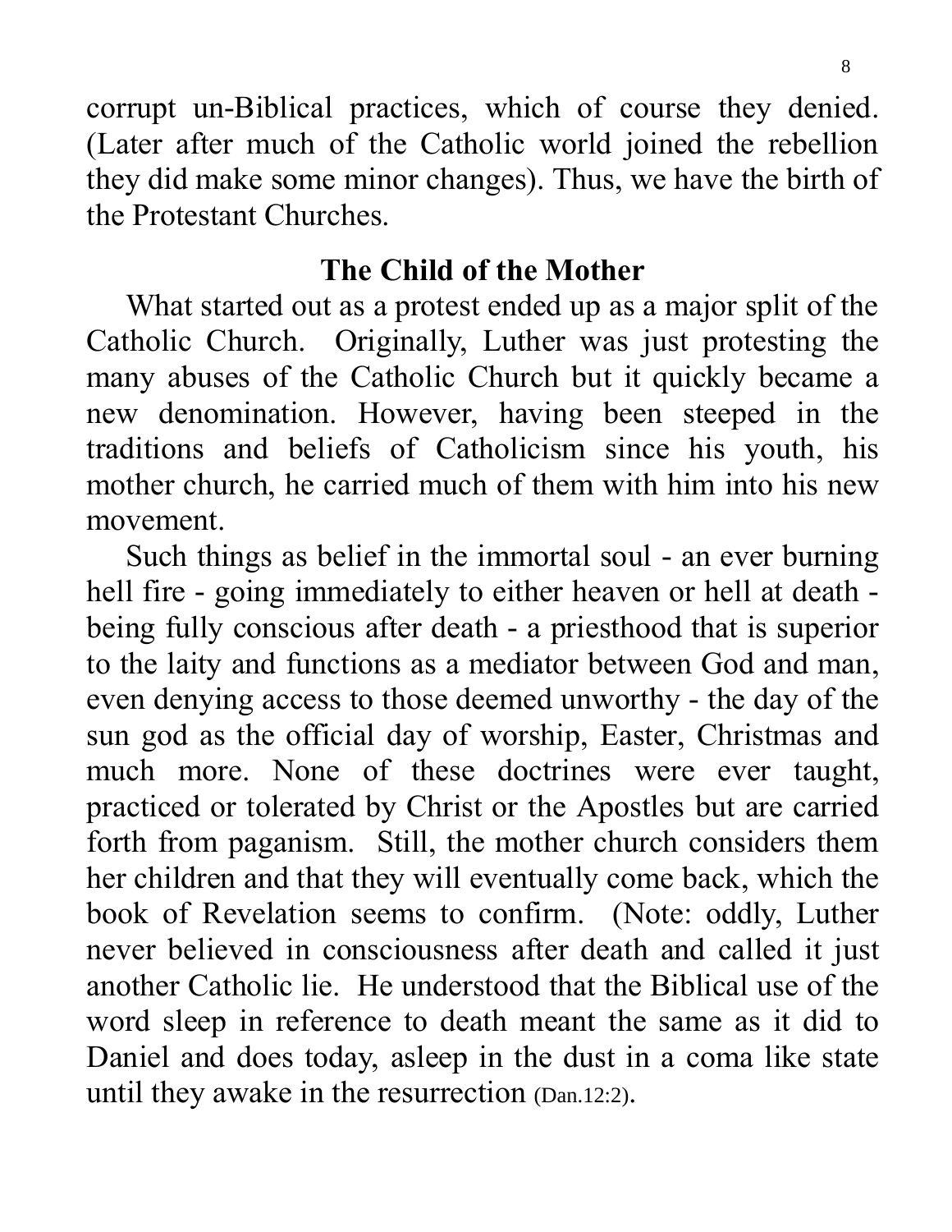corrupt un-Biblical practices, which of course they denied. (Later after much of the Catholic world joined the rebellion they did make some minor changes). Thus, we have the birth of the Protestant Churches.

## The Child of the Mother

What started out as a protest ended up as a major split of the Catholic Church. Originally, Luther was just protesting the many abuses of the Catholic Church but it quickly became a new denomination. However, having been steeped in the traditions and beliefs of Catholicism since his youth, his mother church, he carried much of them with him into his new movement.

Such things as belief in the immortal soul - an ever burning hell fire - going immediately to either heaven or hell at death - being fully conscious after death - a priesthood that is superior to the laity and functions as a mediator between God and man, even denying access to those deemed unworthy - the day of the sun god as the official day of worship, Easter, Christmas and much more. None of these doctrines were ever taught, practiced or tolerated by Christ or the Apostles but are carried forth from paganism. Still, the mother church considers them her children and that they will eventually come back, which the book of Revelation seems to confirm. (Note: oddly, Luther never believed in consciousness after death and called it just another Catholic lie. He understood that the Biblical use of the word sleep in reference to death meant the same as it did to Daniel and does today, asleep in the dust in a coma like state until they awake in the resurrection (Dan.12:2).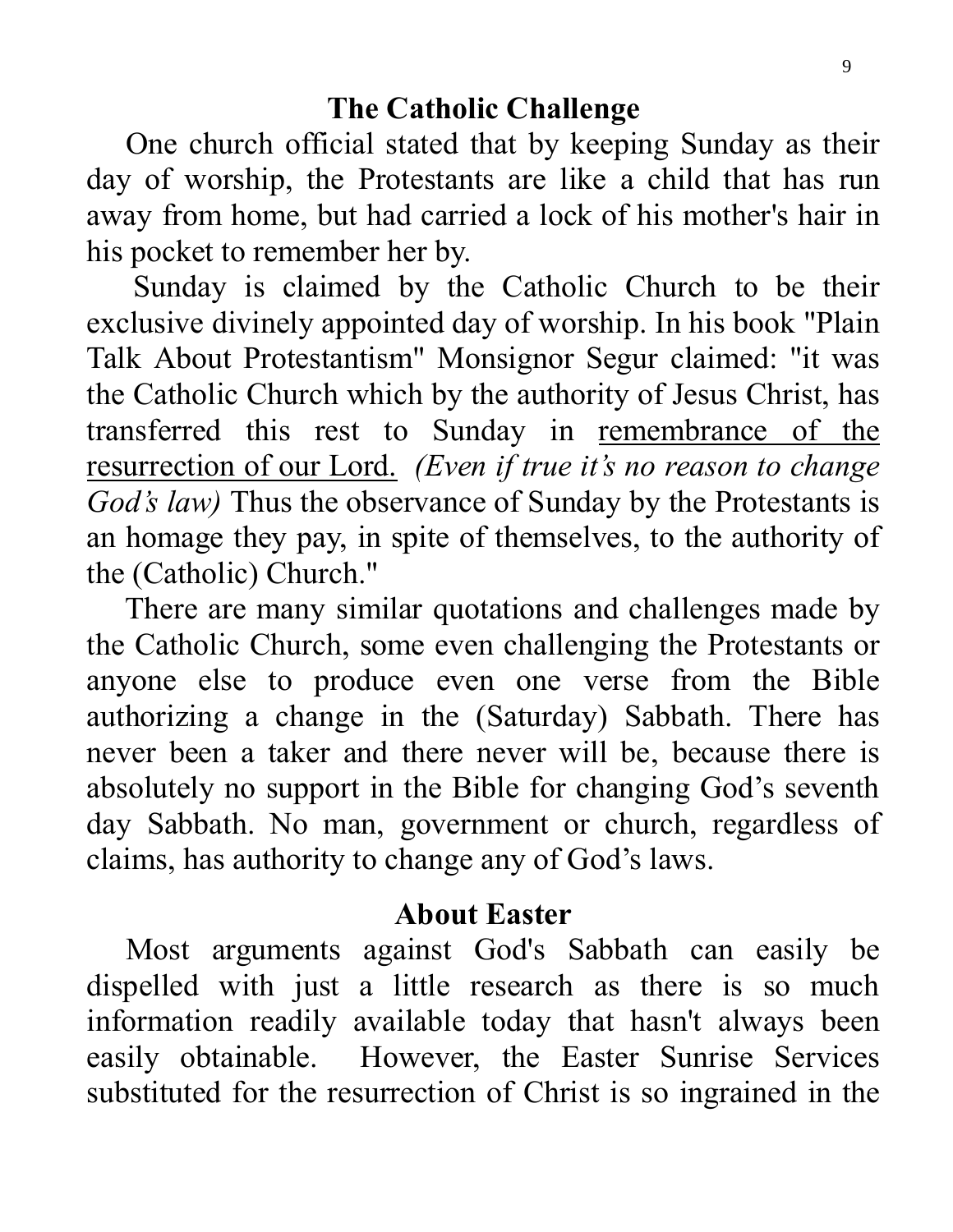## The Catholic Challenge

One church official stated that by keeping Sunday as their day of worship, the Protestants are like a child that has run away from home, but had carried a lock of his mother's hair in his pocket to remember her by.

Sunday is claimed by the Catholic Church to be their exclusive divinely appointed day of worship. In his book "Plain Talk About Protestantism" Monsignor Segur claimed: "it was the Catholic Church which by the authority of Jesus Christ, has transferred this rest to Sunday in <u>remembrance of the resurrection of our Lord.</u> *(Even if true it's no reason to change God's law)* Thus the observance of Sunday by the Protestants is an homage they pay, in spite of themselves, to the authority of the (Catholic) Church."

There are many similar quotations and challenges made by the Catholic Church, some even challenging the Protestants or anyone else to produce even one verse from the Bible authorizing a change in the (Saturday) Sabbath. There has never been a taker and there never will be, because there is absolutely no support in the Bible for changing God's seventh day Sabbath. No man, government or church, regardless of claims, has authority to change any of God's laws.

## About Easter

Most arguments against God's Sabbath can easily be dispelled with just a little research as there is so much information readily available today that hasn't always been easily obtainable. However, the Easter Sunrise Services substituted for the resurrection of Christ is so ingrained in the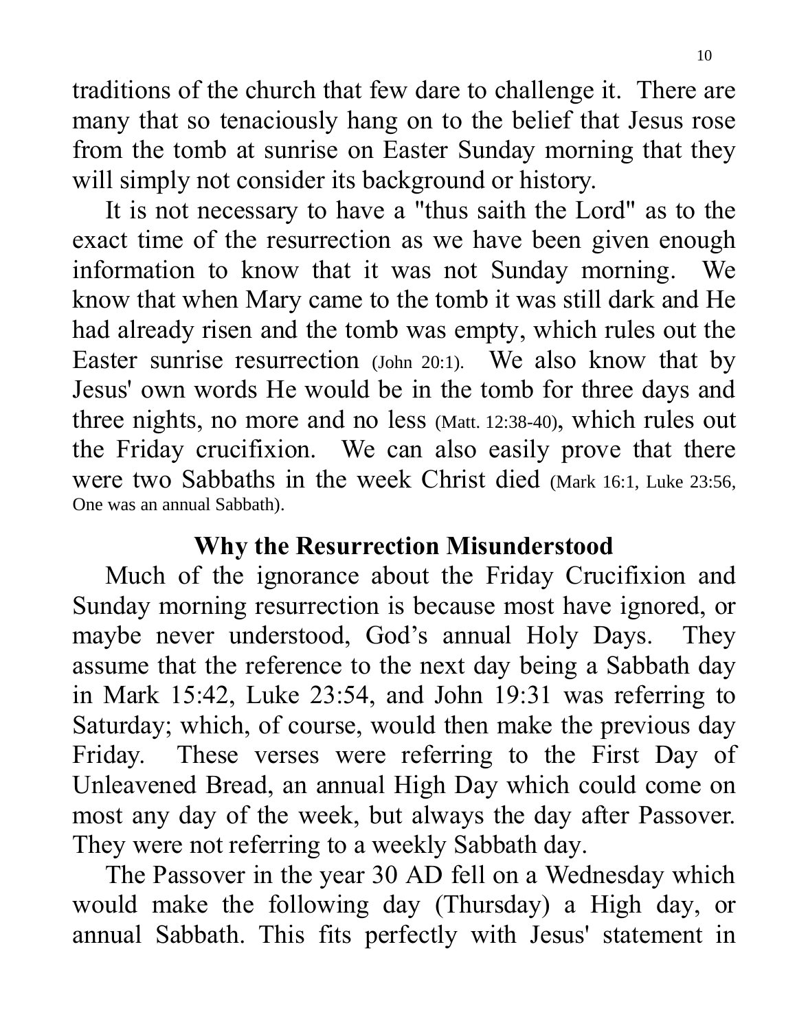traditions of the church that few dare to challenge it. There are many that so tenaciously hang on to the belief that Jesus rose from the tomb at sunrise on Easter Sunday morning that they will simply not consider its background or history.

It is not necessary to have a "thus saith the Lord" as to the exact time of the resurrection as we have been given enough information to know that it was not Sunday morning. We know that when Mary came to the tomb it was still dark and He had already risen and the tomb was empty, which rules out the Easter sunrise resurrection (John 20:1). We also know that by Jesus' own words He would be in the tomb for three days and three nights, no more and no less (Matt. 12:38-40), which rules out the Friday crucifixion. We can also easily prove that there were two Sabbaths in the week Christ died (Mark 16:1, Luke 23:56, One was an annual Sabbath).

## Why the Resurrection Misunderstood

Much of the ignorance about the Friday Crucifixion and Sunday morning resurrection is because most have ignored, or maybe never understood, God's annual Holy Days. They assume that the reference to the next day being a Sabbath day in Mark 15:42, Luke 23:54, and John 19:31 was referring to Saturday; which, of course, would then make the previous day Friday. These verses were referring to the First Day of Unleavened Bread, an annual High Day which could come on most any day of the week, but always the day after Passover. They were not referring to a weekly Sabbath day.

The Passover in the year 30 AD fell on a Wednesday which would make the following day (Thursday) a High day, or annual Sabbath. This fits perfectly with Jesus' statement in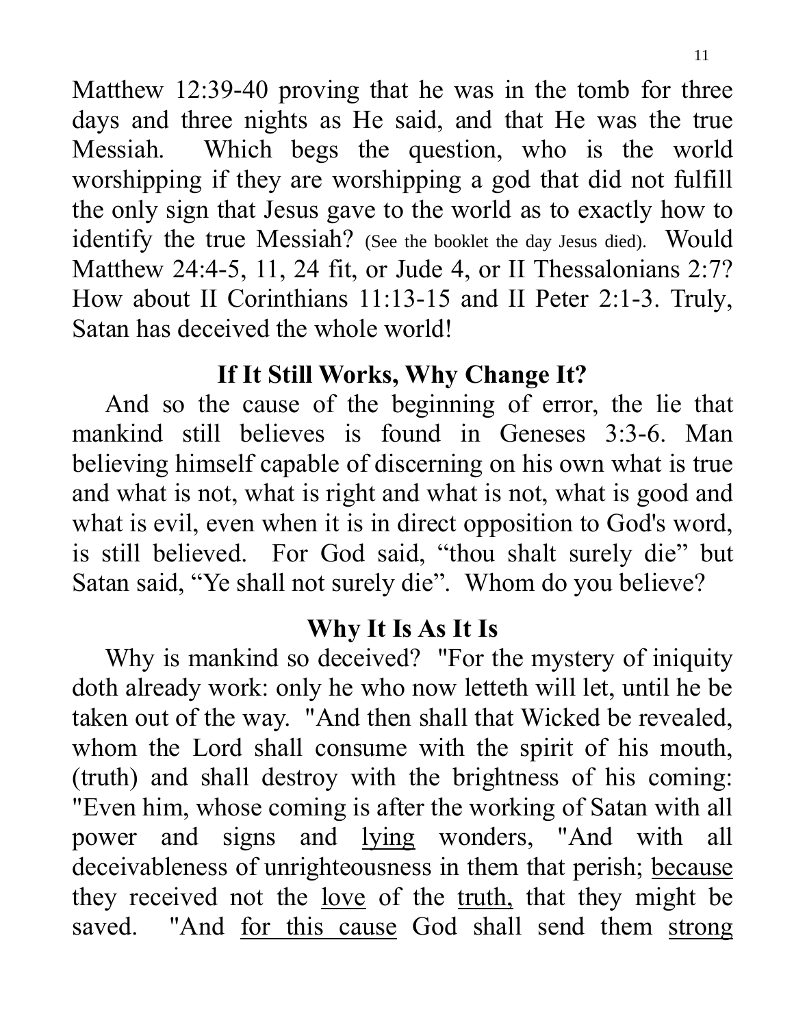Matthew 12:39-40 proving that he was in the tomb for three days and three nights as He said, and that He was the true Messiah. Which begs the question, who is the world worshipping if they are worshipping a god that did not fulfill the only sign that Jesus gave to the world as to exactly how to identify the true Messiah? (See the booklet the day Jesus died). Would Matthew 24:4-5, 11, 24 fit, or Jude 4, or II Thessalonians 2:7? How about II Corinthians 11:13-15 and II Peter 2:1-3. Truly, Satan has deceived the whole world!

## If It Still Works, Why Change It?

And so the cause of the beginning of error, the lie that mankind still believes is found in Geneses 3:3-6. Man believing himself capable of discerning on his own what is true and what is not, what is right and what is not, what is good and what is evil, even when it is in direct opposition to God's word, is still believed. For God said, “thou shalt surely die” but Satan said, “Ye shall not surely die”. Whom do you believe?

## Why It Is As It Is

Why is mankind so deceived? "For the mystery of iniquity doth already work: only he who now letteth will let, until he be taken out of the way. "And then shall that Wicked be revealed, whom the Lord shall consume with the spirit of his mouth, (truth) and shall destroy with the brightness of his coming: "Even him, whose coming is after the working of Satan with all power and signs and <u>lying</u> wonders, "And with all deceivableness of unrighteousness in them that perish; <u>because</u> they received not the <u>love</u> of the <u>truth,</u> that they might be saved. "And <u>for this cause</u> God shall send them <u>strong</u>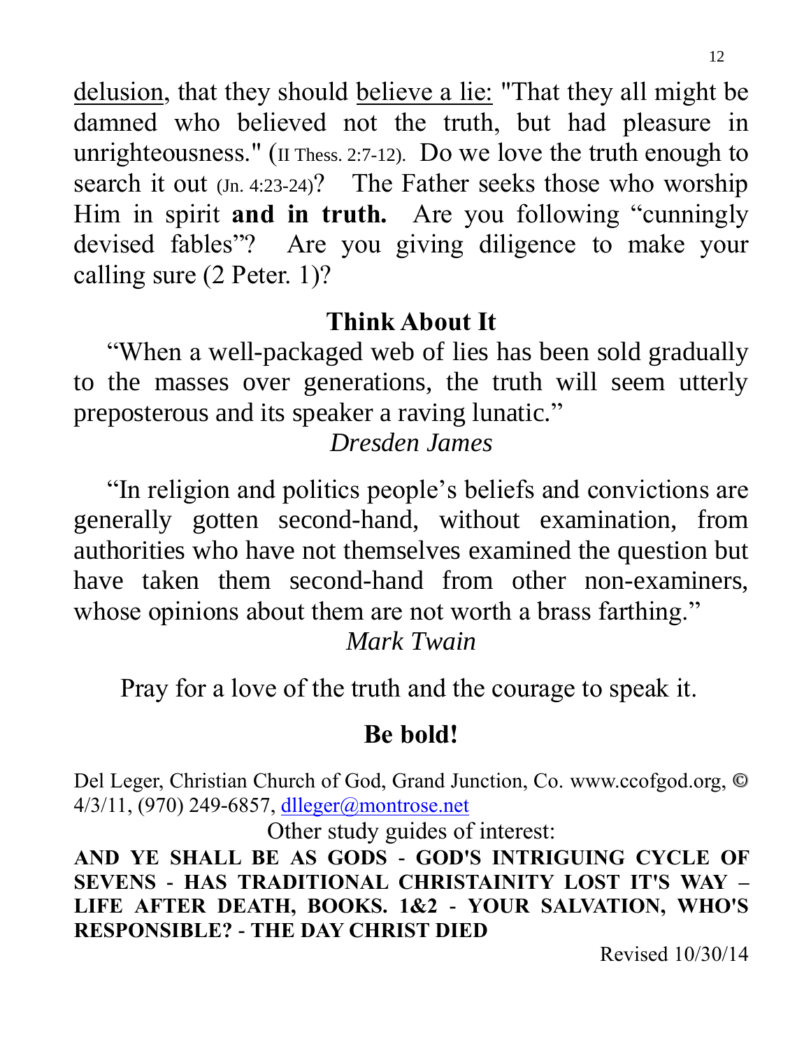delusion, that they should believe a lie: "That they all might be damned who believed not the truth, but had pleasure in unrighteousness." (II Thess. 2:7-12). Do we love the truth enough to search it out (Jn. 4:23-24)? The Father seeks those who worship Him in spirit **and in truth.** Are you following "cunningly devised fables"? Are you giving diligence to make your calling sure (2 Peter. 1)?

## Think About It

"When a well-packaged web of lies has been sold gradually to the masses over generations, the truth will seem utterly preposterous and its speaker a raving lunatic."

*Dresden James*

"In religion and politics people's beliefs and convictions are generally gotten second-hand, without examination, from authorities who have not themselves examined the question but have taken them second-hand from other non-examiners, whose opinions about them are not worth a brass farthing."

*Mark Twain*

Pray for a love of the truth and the courage to speak it.

## Be bold!

Del Leger, Christian Church of God, Grand Junction, Co. www.ccofgod.org, © 4/3/11, (970) 249-6857, dlleger@montrose.net

Other study guides of interest:

**AND YE SHALL BE AS GODS - GOD'S INTRIGUING CYCLE OF SEVENS - HAS TRADITIONAL CHRISTAINITY LOST IT'S WAY – LIFE AFTER DEATH, BOOKS. 1&2 - YOUR SALVATION, WHO'S RESPONSIBLE? - THE DAY CHRIST DIED**

Revised 10/30/14